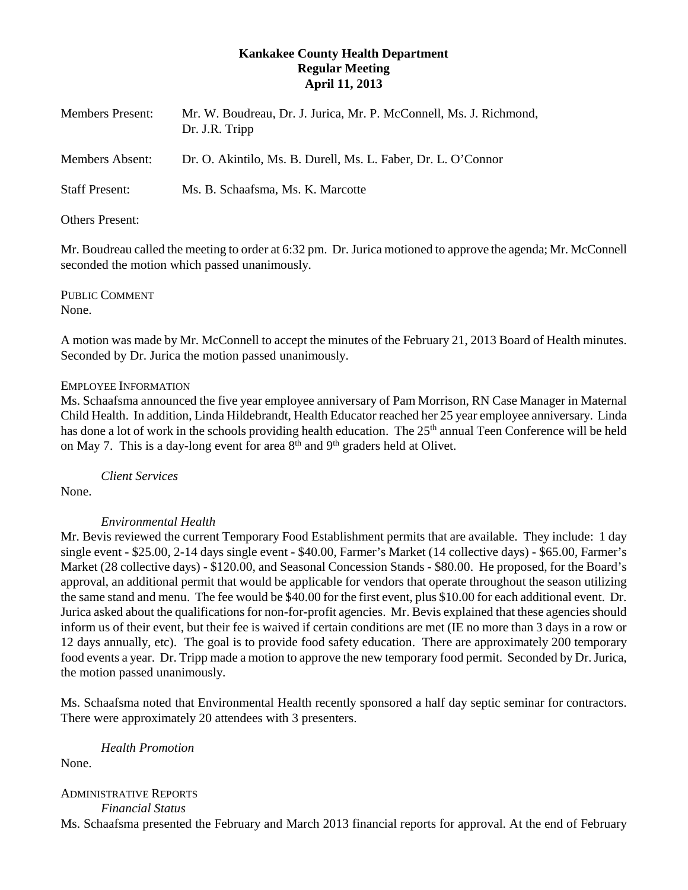**Kankakee County Health Department**
**Regular Meeting**
**April 11, 2013**

Members Present: Mr. W. Boudreau, Dr. J. Jurica, Mr. P. McConnell, Ms. J. Richmond, Dr. J.R. Tripp

Members Absent: Dr. O. Akintilo, Ms. B. Durell, Ms. L. Faber, Dr. L. O'Connor

Staff Present: Ms. B. Schaafsma, Ms. K. Marcotte

Others Present:

Mr. Boudreau called the meeting to order at 6:32 pm. Dr. Jurica motioned to approve the agenda; Mr. McConnell seconded the motion which passed unanimously.

PUBLIC COMMENT
None.

A motion was made by Mr. McConnell to accept the minutes of the February 21, 2013 Board of Health minutes. Seconded by Dr. Jurica the motion passed unanimously.

EMPLOYEE INFORMATION
Ms. Schaafsma announced the five year employee anniversary of Pam Morrison, RN Case Manager in Maternal Child Health. In addition, Linda Hildebrandt, Health Educator reached her 25 year employee anniversary. Linda has done a lot of work in the schools providing health education. The 25th annual Teen Conference will be held on May 7. This is a day-long event for area 8th and 9th graders held at Olivet.

*Client Services*

None.

*Environmental Health*

Mr. Bevis reviewed the current Temporary Food Establishment permits that are available. They include: 1 day single event - $25.00, 2-14 days single event - $40.00, Farmer's Market (14 collective days) - $65.00, Farmer's Market (28 collective days) - $120.00, and Seasonal Concession Stands - $80.00. He proposed, for the Board's approval, an additional permit that would be applicable for vendors that operate throughout the season utilizing the same stand and menu. The fee would be $40.00 for the first event, plus $10.00 for each additional event. Dr. Jurica asked about the qualifications for non-for-profit agencies. Mr. Bevis explained that these agencies should inform us of their event, but their fee is waived if certain conditions are met (IE no more than 3 days in a row or 12 days annually, etc). The goal is to provide food safety education. There are approximately 200 temporary food events a year. Dr. Tripp made a motion to approve the new temporary food permit. Seconded by Dr. Jurica, the motion passed unanimously.

Ms. Schaafsma noted that Environmental Health recently sponsored a half day septic seminar for contractors. There were approximately 20 attendees with 3 presenters.

*Health Promotion*

None.

ADMINISTRATIVE REPORTS

*Financial Status*

Ms. Schaafsma presented the February and March 2013 financial reports for approval. At the end of February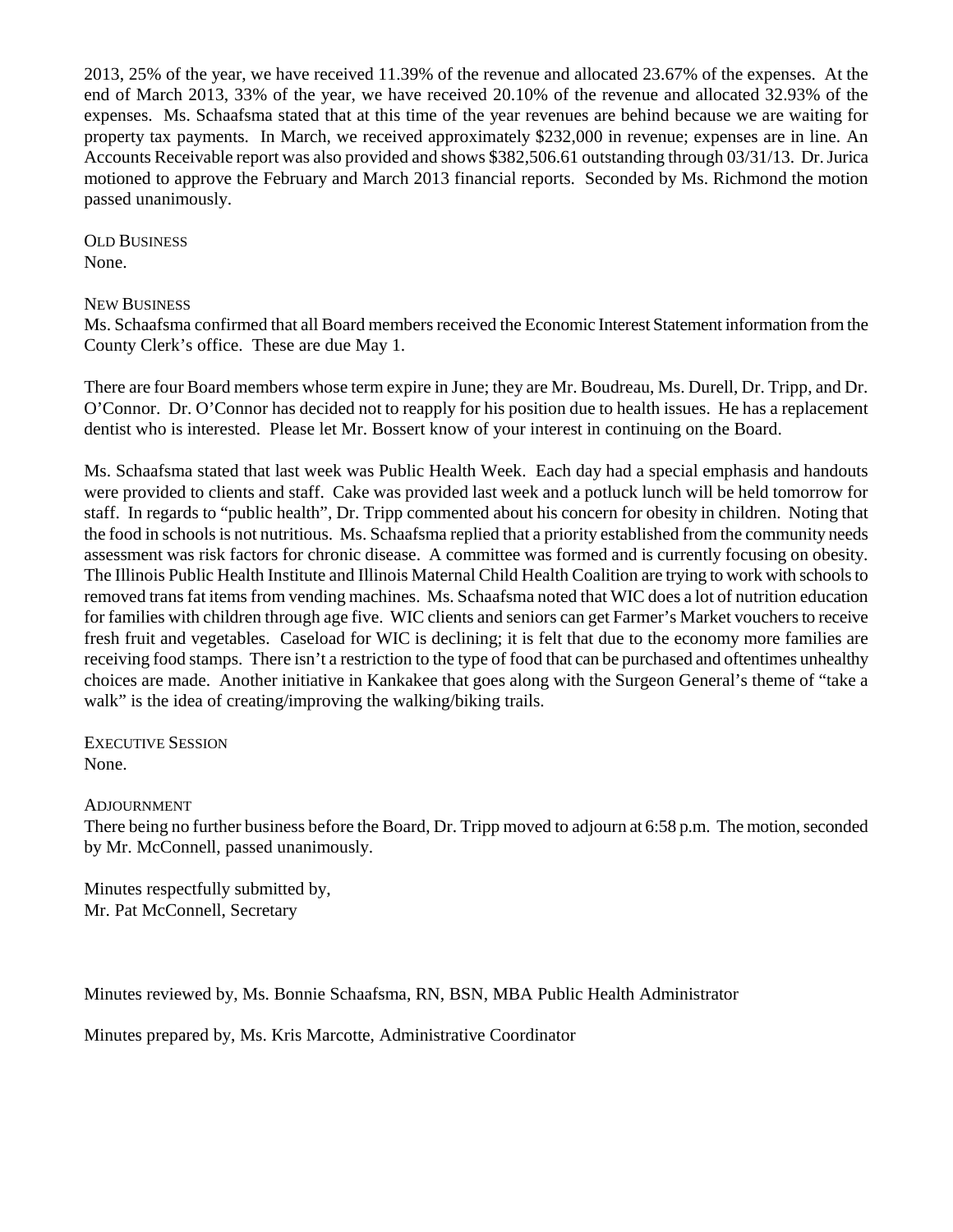2013, 25% of the year, we have received 11.39% of the revenue and allocated 23.67% of the expenses. At the end of March 2013, 33% of the year, we have received 20.10% of the revenue and allocated 32.93% of the expenses. Ms. Schaafsma stated that at this time of the year revenues are behind because we are waiting for property tax payments. In March, we received approximately $232,000 in revenue; expenses are in line. An Accounts Receivable report was also provided and shows $382,506.61 outstanding through 03/31/13. Dr. Jurica motioned to approve the February and March 2013 financial reports. Seconded by Ms. Richmond the motion passed unanimously.

OLD BUSINESS
None.

NEW BUSINESS
Ms. Schaafsma confirmed that all Board members received the Economic Interest Statement information from the County Clerk's office. These are due May 1.

There are four Board members whose term expire in June; they are Mr. Boudreau, Ms. Durell, Dr. Tripp, and Dr. O'Connor. Dr. O'Connor has decided not to reapply for his position due to health issues. He has a replacement dentist who is interested. Please let Mr. Bossert know of your interest in continuing on the Board.

Ms. Schaafsma stated that last week was Public Health Week. Each day had a special emphasis and handouts were provided to clients and staff. Cake was provided last week and a potluck lunch will be held tomorrow for staff. In regards to "public health", Dr. Tripp commented about his concern for obesity in children. Noting that the food in schools is not nutritious. Ms. Schaafsma replied that a priority established from the community needs assessment was risk factors for chronic disease. A committee was formed and is currently focusing on obesity. The Illinois Public Health Institute and Illinois Maternal Child Health Coalition are trying to work with schools to removed trans fat items from vending machines. Ms. Schaafsma noted that WIC does a lot of nutrition education for families with children through age five. WIC clients and seniors can get Farmer's Market vouchers to receive fresh fruit and vegetables. Caseload for WIC is declining; it is felt that due to the economy more families are receiving food stamps. There isn't a restriction to the type of food that can be purchased and oftentimes unhealthy choices are made. Another initiative in Kankakee that goes along with the Surgeon General's theme of "take a walk" is the idea of creating/improving the walking/biking trails.

EXECUTIVE SESSION
None.

ADJOURNMENT
There being no further business before the Board, Dr. Tripp moved to adjourn at 6:58 p.m. The motion, seconded by Mr. McConnell, passed unanimously.

Minutes respectfully submitted by,
Mr. Pat McConnell, Secretary

Minutes reviewed by, Ms. Bonnie Schaafsma, RN, BSN, MBA Public Health Administrator

Minutes prepared by, Ms. Kris Marcotte, Administrative Coordinator